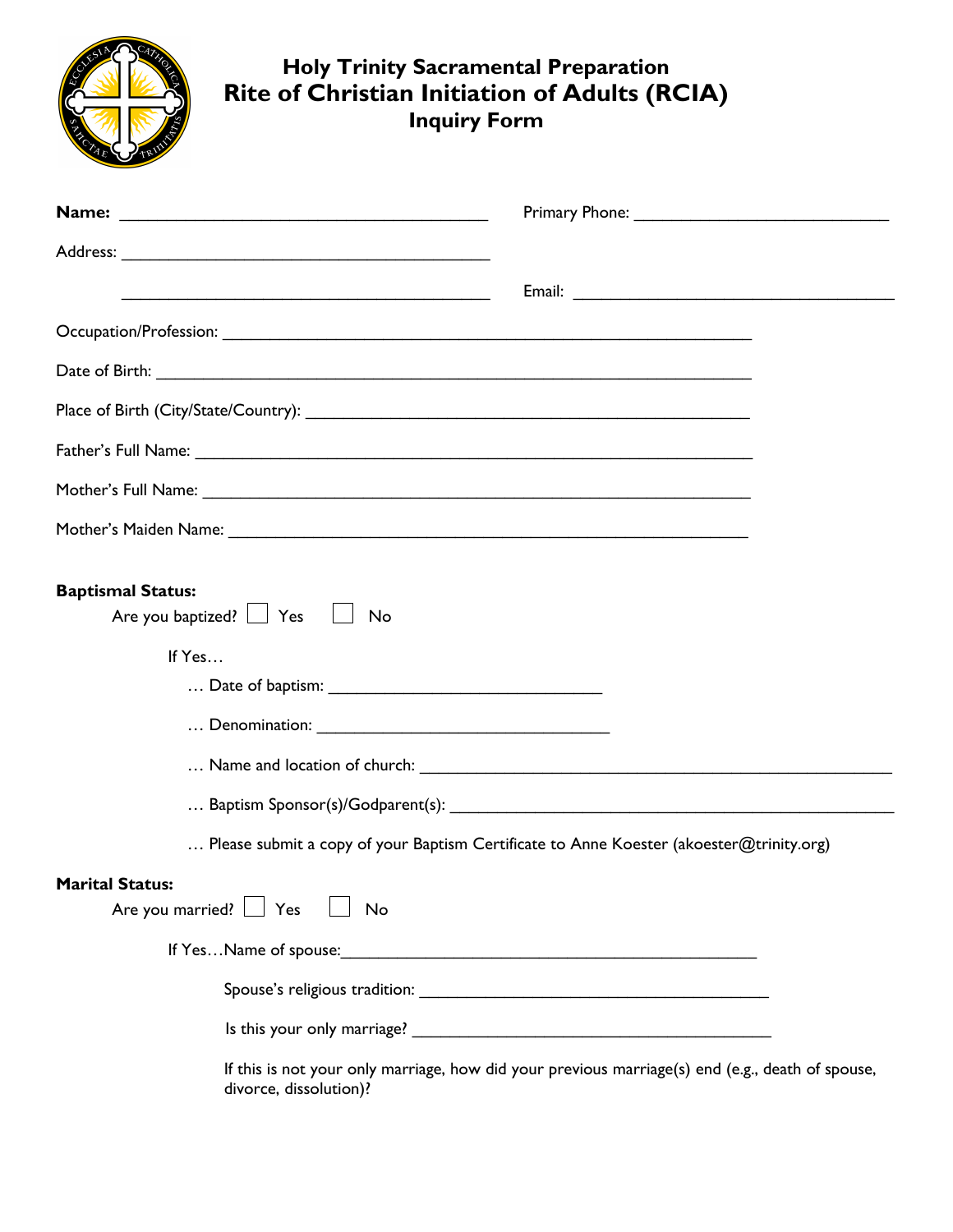# Holy Trinity Sacramental Preparation
# Rite of Christian Initiation of Adults (RCIA)
## Inquiry Form

**Name:** ________________________________________ Primary Phone: ____________________________

Address: ________________________________________

________________________________________ Email: ___________________________________

Occupation/Profession: __________________________________________________________

Date of Birth: _________________________________________________________________

Place of Birth (City/State/Country): ________________________________________________

Father's Full Name: _____________________________________________________________

Mother's Full Name: ____________________________________________________________

Mother's Maiden Name: __________________________________________________________

**Baptismal Status:**

Are you baptized? ☐ Yes ☐ No

If Yes…

… Date of baptism: ______________________________

… Denomination: ________________________________

… Name and location of church: ____________________________________________________

… Baptism Sponsor(s)/Godparent(s): _________________________________________________

… Please submit a copy of your Baptism Certificate to Anne Koester (akoester@trinity.org)

**Marital Status:**

Are you married? ☐ Yes ☐ No

If Yes…Name of spouse:_____________________________________________

Spouse's religious tradition: ______________________________________

Is this your only marriage? _______________________________________

If this is not your only marriage, how did your previous marriage(s) end (e.g., death of spouse, divorce, dissolution)?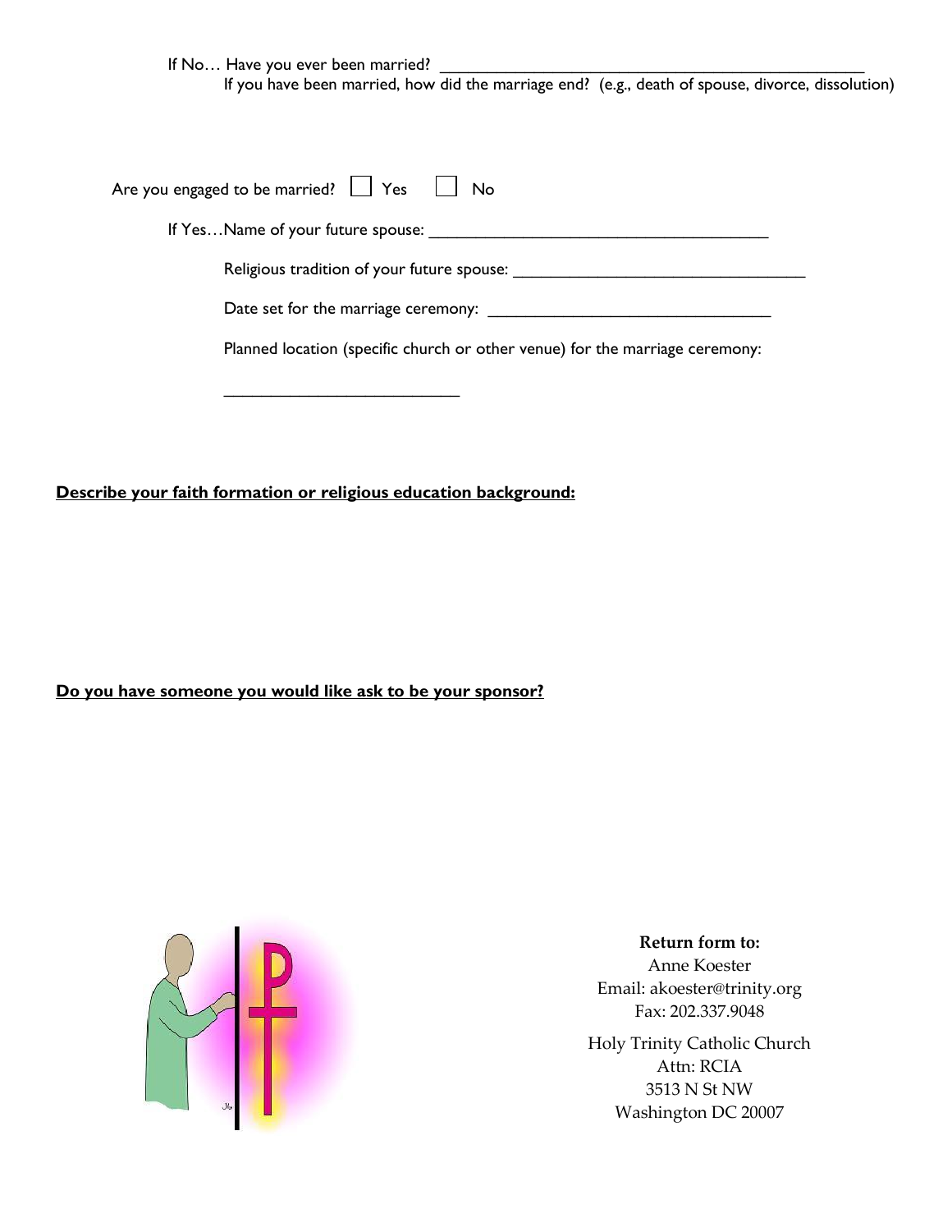If No… Have you ever been married? ______________________________________________

If you have been married, how did the marriage end? (e.g., death of spouse, divorce, dissolution)

Are you engaged to be married? ☐ Yes ☐ No

If Yes…Name of your future spouse: _____________________________________

Religious tradition of your future spouse: ________________________________

Date set for the marriage ceremony: ______________________________

Planned location (specific church or other venue) for the marriage ceremony:

__________________________

**Describe your faith formation or religious education background:**

**Do you have someone you would like ask to be your sponsor?**

**Return form to:**
Anne Koester
Email: akoester@trinity.org
Fax: 202.337.9048

Holy Trinity Catholic Church
Attn: RCIA
3513 N St NW
Washington DC 20007